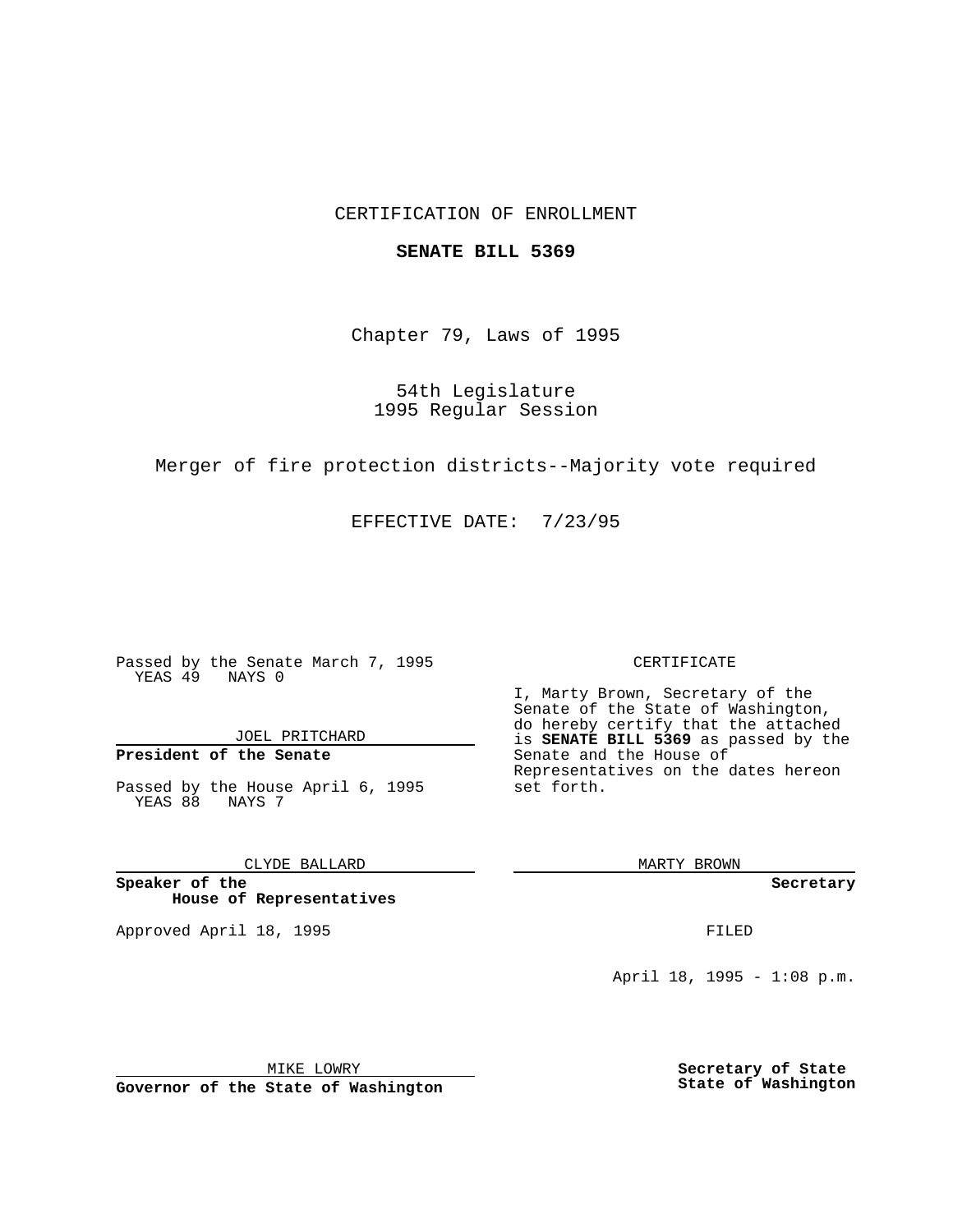CERTIFICATION OF ENROLLMENT

**SENATE BILL 5369**

Chapter 79, Laws of 1995

54th Legislature
1995 Regular Session

Merger of fire protection districts--Majority vote required

EFFECTIVE DATE: 7/23/95

Passed by the Senate March 7, 1995
YEAS 49 NAYS 0

JOEL PRITCHARD

**President of the Senate**

Passed by the House April 6, 1995
YEAS 88 NAYS 7

CLYDE BALLARD

**Speaker of the House of Representatives**

Approved April 18, 1995

MIKE LOWRY

**Governor of the State of Washington**

CERTIFICATE

I, Marty Brown, Secretary of the Senate of the State of Washington, do hereby certify that the attached is **SENATE BILL 5369** as passed by the Senate and the House of Representatives on the dates hereon set forth.

MARTY BROWN

**Secretary**

FILED

April 18, 1995 - 1:08 p.m.

**Secretary of State**
**State of Washington**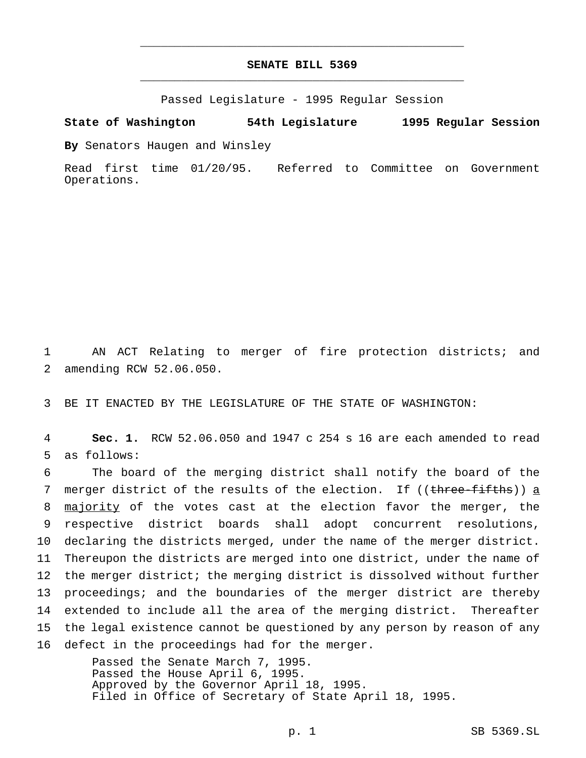# SENATE BILL 5369

Passed Legislature - 1995 Regular Session

**State of Washington 54th Legislature 1995 Regular Session**

**By** Senators Haugen and Winsley

Read first time 01/20/95. Referred to Committee on Government Operations.

AN ACT Relating to merger of fire protection districts; and amending RCW 52.06.050.

BE IT ENACTED BY THE LEGISLATURE OF THE STATE OF WASHINGTON:

**Sec. 1.** RCW 52.06.050 and 1947 c 254 s 16 are each amended to read as follows:

The board of the merging district shall notify the board of the merger district of the results of the election. If ((~~three-fifths~~)) <u>a majority</u> of the votes cast at the election favor the merger, the respective district boards shall adopt concurrent resolutions, declaring the districts merged, under the name of the merger district. Thereupon the districts are merged into one district, under the name of the merger district; the merging district is dissolved without further proceedings; and the boundaries of the merger district are thereby extended to include all the area of the merging district. Thereafter the legal existence cannot be questioned by any person by reason of any defect in the proceedings had for the merger.

Passed the Senate March 7, 1995.
Passed the House April 6, 1995.
Approved by the Governor April 18, 1995.
Filed in Office of Secretary of State April 18, 1995.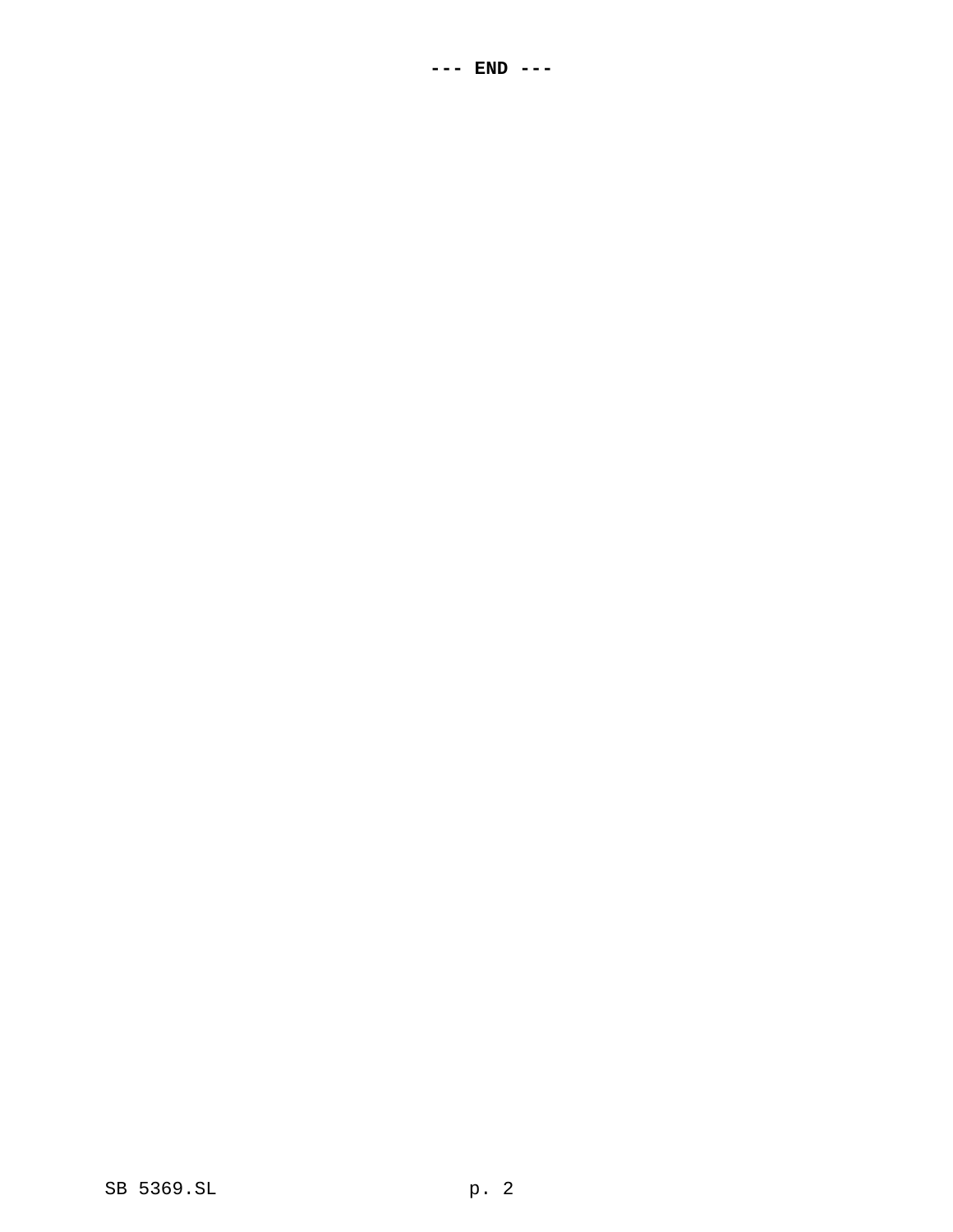**--- END ---**